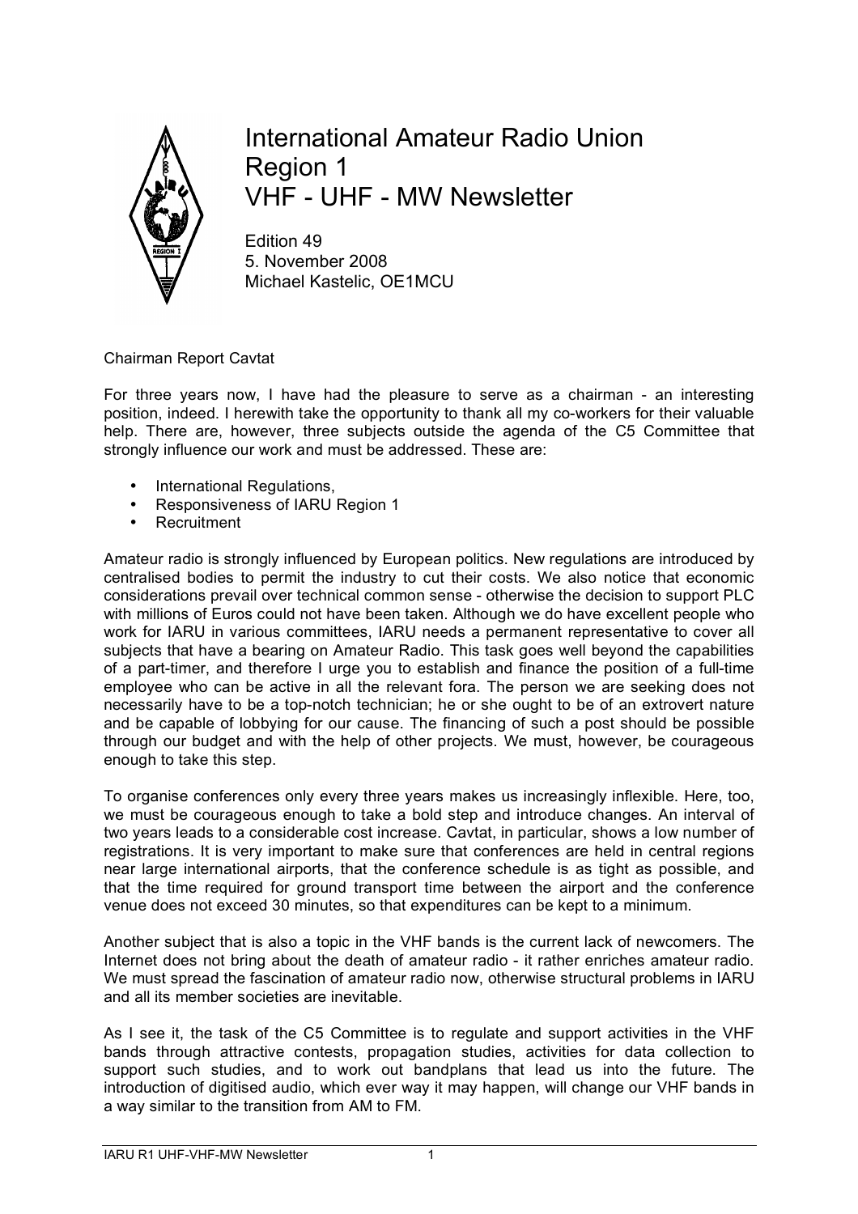# International Amateur Radio Union Region 1 VHF - UHF - MW Newsletter

Edition 49
5. November 2008
Michael Kastelic, OE1MCU

## Chairman Report Cavtat

For three years now, I have had the pleasure to serve as a chairman - an interesting position, indeed. I herewith take the opportunity to thank all my co-workers for their valuable help. There are, however, three subjects outside the agenda of the C5 Committee that strongly influence our work and must be addressed. These are:

- International Regulations,
- Responsiveness of IARU Region 1
- Recruitment

Amateur radio is strongly influenced by European politics. New regulations are introduced by centralised bodies to permit the industry to cut their costs. We also notice that economic considerations prevail over technical common sense - otherwise the decision to support PLC with millions of Euros could not have been taken. Although we do have excellent people who work for IARU in various committees, IARU needs a permanent representative to cover all subjects that have a bearing on Amateur Radio. This task goes well beyond the capabilities of a part-timer, and therefore I urge you to establish and finance the position of a full-time employee who can be active in all the relevant fora. The person we are seeking does not necessarily have to be a top-notch technician; he or she ought to be of an extrovert nature and be capable of lobbying for our cause. The financing of such a post should be possible through our budget and with the help of other projects. We must, however, be courageous enough to take this step.

To organise conferences only every three years makes us increasingly inflexible. Here, too, we must be courageous enough to take a bold step and introduce changes. An interval of two years leads to a considerable cost increase. Cavtat, in particular, shows a low number of registrations. It is very important to make sure that conferences are held in central regions near large international airports, that the conference schedule is as tight as possible, and that the time required for ground transport time between the airport and the conference venue does not exceed 30 minutes, so that expenditures can be kept to a minimum.

Another subject that is also a topic in the VHF bands is the current lack of newcomers. The Internet does not bring about the death of amateur radio - it rather enriches amateur radio. We must spread the fascination of amateur radio now, otherwise structural problems in IARU and all its member societies are inevitable.

As I see it, the task of the C5 Committee is to regulate and support activities in the VHF bands through attractive contests, propagation studies, activities for data collection to support such studies, and to work out bandplans that lead us into the future. The introduction of digitised audio, which ever way it may happen, will change our VHF bands in a way similar to the transition from AM to FM.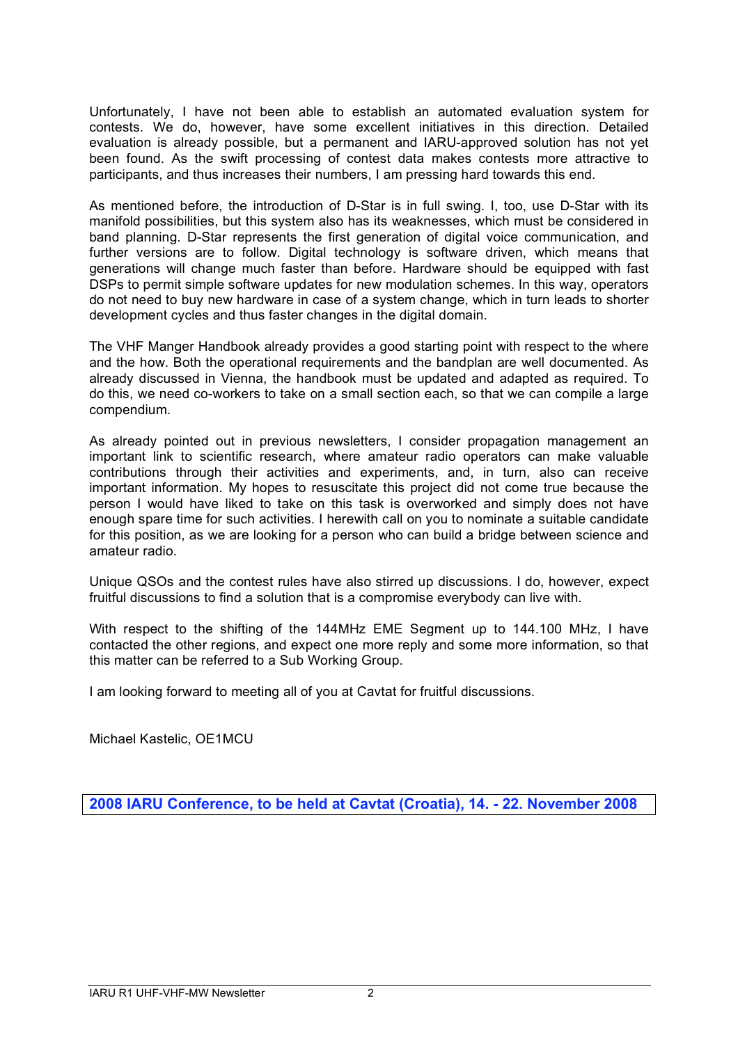Unfortunately, I have not been able to establish an automated evaluation system for contests. We do, however, have some excellent initiatives in this direction. Detailed evaluation is already possible, but a permanent and IARU-approved solution has not yet been found. As the swift processing of contest data makes contests more attractive to participants, and thus increases their numbers, I am pressing hard towards this end.

As mentioned before, the introduction of D-Star is in full swing. I, too, use D-Star with its manifold possibilities, but this system also has its weaknesses, which must be considered in band planning. D-Star represents the first generation of digital voice communication, and further versions are to follow. Digital technology is software driven, which means that generations will change much faster than before. Hardware should be equipped with fast DSPs to permit simple software updates for new modulation schemes. In this way, operators do not need to buy new hardware in case of a system change, which in turn leads to shorter development cycles and thus faster changes in the digital domain.

The VHF Manger Handbook already provides a good starting point with respect to the where and the how. Both the operational requirements and the bandplan are well documented. As already discussed in Vienna, the handbook must be updated and adapted as required. To do this, we need co-workers to take on a small section each, so that we can compile a large compendium.

As already pointed out in previous newsletters, I consider propagation management an important link to scientific research, where amateur radio operators can make valuable contributions through their activities and experiments, and, in turn, also can receive important information. My hopes to resuscitate this project did not come true because the person I would have liked to take on this task is overworked and simply does not have enough spare time for such activities. I herewith call on you to nominate a suitable candidate for this position, as we are looking for a person who can build a bridge between science and amateur radio.

Unique QSOs and the contest rules have also stirred up discussions. I do, however, expect fruitful discussions to find a solution that is a compromise everybody can live with.

With respect to the shifting of the 144MHz EME Segment up to 144.100 MHz, I have contacted the other regions, and expect one more reply and some more information, so that this matter can be referred to a Sub Working Group.

I am looking forward to meeting all of you at Cavtat for fruitful discussions.

Michael Kastelic, OE1MCU

## 2008 IARU Conference, to be held at Cavtat (Croatia), 14. - 22. November 2008